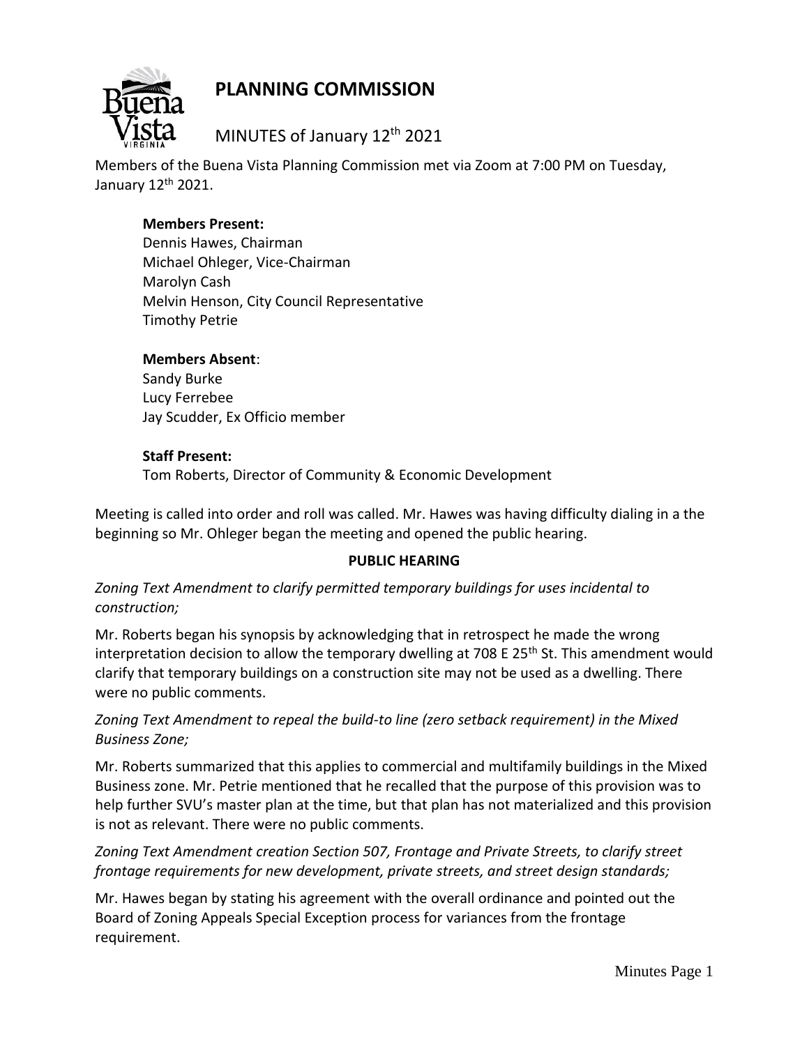# PLANNING COMMISSION

MINUTES of January 12th 2021

Members of the Buena Vista Planning Commission met via Zoom at 7:00 PM on Tuesday, January 12th 2021.

**Members Present:**
Dennis Hawes, Chairman
Michael Ohleger, Vice-Chairman
Marolyn Cash
Melvin Henson, City Council Representative
Timothy Petrie

**Members Absent**:
Sandy Burke
Lucy Ferrebee
Jay Scudder, Ex Officio member

**Staff Present:**
Tom Roberts, Director of Community & Economic Development

Meeting is called into order and roll was called. Mr. Hawes was having difficulty dialing in a the beginning so Mr. Ohleger began the meeting and opened the public hearing.

**PUBLIC HEARING**

*Zoning Text Amendment to clarify permitted temporary buildings for uses incidental to construction;*

Mr. Roberts began his synopsis by acknowledging that in retrospect he made the wrong interpretation decision to allow the temporary dwelling at 708 E 25th St. This amendment would clarify that temporary buildings on a construction site may not be used as a dwelling. There were no public comments.

*Zoning Text Amendment to repeal the build-to line (zero setback requirement) in the Mixed Business Zone;*

Mr. Roberts summarized that this applies to commercial and multifamily buildings in the Mixed Business zone. Mr. Petrie mentioned that he recalled that the purpose of this provision was to help further SVU's master plan at the time, but that plan has not materialized and this provision is not as relevant. There were no public comments.

*Zoning Text Amendment creation Section 507, Frontage and Private Streets, to clarify street frontage requirements for new development, private streets, and street design standards;*

Mr. Hawes began by stating his agreement with the overall ordinance and pointed out the Board of Zoning Appeals Special Exception process for variances from the frontage requirement.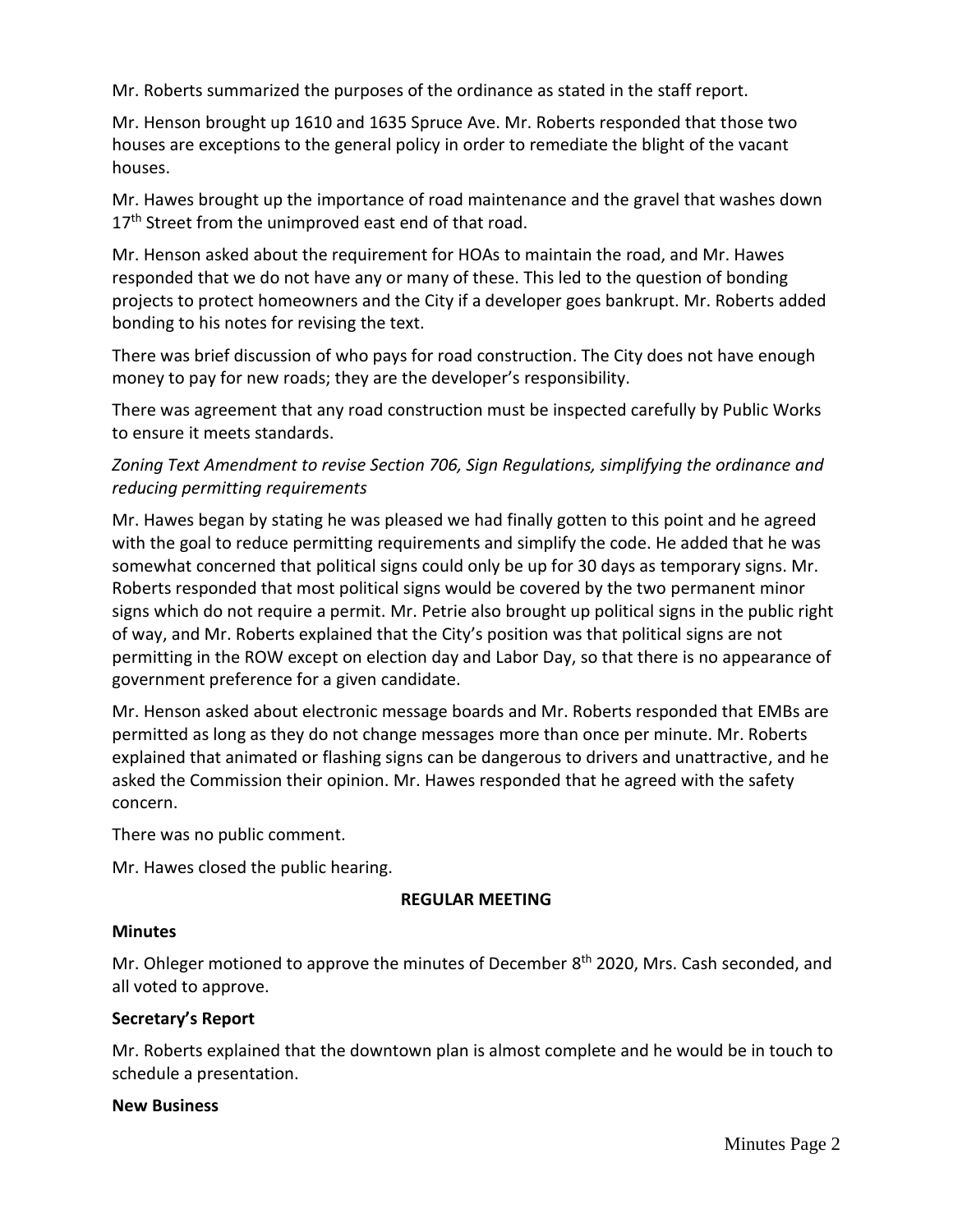Mr. Roberts summarized the purposes of the ordinance as stated in the staff report.

Mr. Henson brought up 1610 and 1635 Spruce Ave. Mr. Roberts responded that those two houses are exceptions to the general policy in order to remediate the blight of the vacant houses.

Mr. Hawes brought up the importance of road maintenance and the gravel that washes down 17th Street from the unimproved east end of that road.

Mr. Henson asked about the requirement for HOAs to maintain the road, and Mr. Hawes responded that we do not have any or many of these. This led to the question of bonding projects to protect homeowners and the City if a developer goes bankrupt. Mr. Roberts added bonding to his notes for revising the text.

There was brief discussion of who pays for road construction. The City does not have enough money to pay for new roads; they are the developer's responsibility.

There was agreement that any road construction must be inspected carefully by Public Works to ensure it meets standards.

*Zoning Text Amendment to revise Section 706, Sign Regulations, simplifying the ordinance and reducing permitting requirements*

Mr. Hawes began by stating he was pleased we had finally gotten to this point and he agreed with the goal to reduce permitting requirements and simplify the code. He added that he was somewhat concerned that political signs could only be up for 30 days as temporary signs. Mr. Roberts responded that most political signs would be covered by the two permanent minor signs which do not require a permit. Mr. Petrie also brought up political signs in the public right of way, and Mr. Roberts explained that the City's position was that political signs are not permitting in the ROW except on election day and Labor Day, so that there is no appearance of government preference for a given candidate.

Mr. Henson asked about electronic message boards and Mr. Roberts responded that EMBs are permitted as long as they do not change messages more than once per minute. Mr. Roberts explained that animated or flashing signs can be dangerous to drivers and unattractive, and he asked the Commission their opinion. Mr. Hawes responded that he agreed with the safety concern.

There was no public comment.

Mr. Hawes closed the public hearing.

## REGULAR MEETING

**Minutes**

Mr. Ohleger motioned to approve the minutes of December 8th 2020, Mrs. Cash seconded, and all voted to approve.

**Secretary's Report**

Mr. Roberts explained that the downtown plan is almost complete and he would be in touch to schedule a presentation.

**New Business**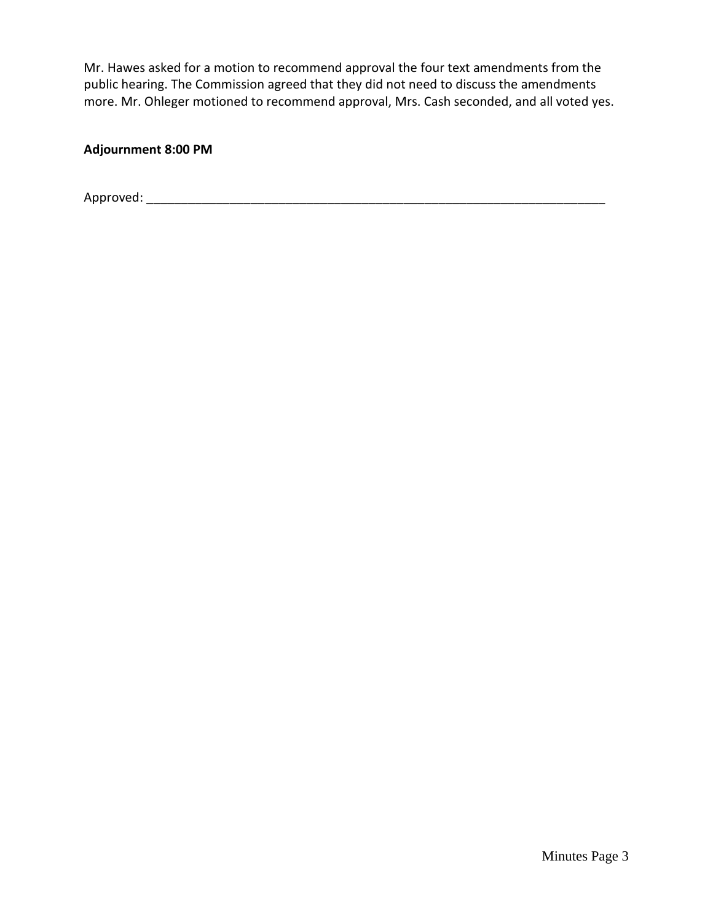Mr. Hawes asked for a motion to recommend approval the four text amendments from the public hearing. The Commission agreed that they did not need to discuss the amendments more. Mr. Ohleger motioned to recommend approval, Mrs. Cash seconded, and all voted yes.

**Adjournment 8:00 PM**

Approved: ___________________________________________________________________